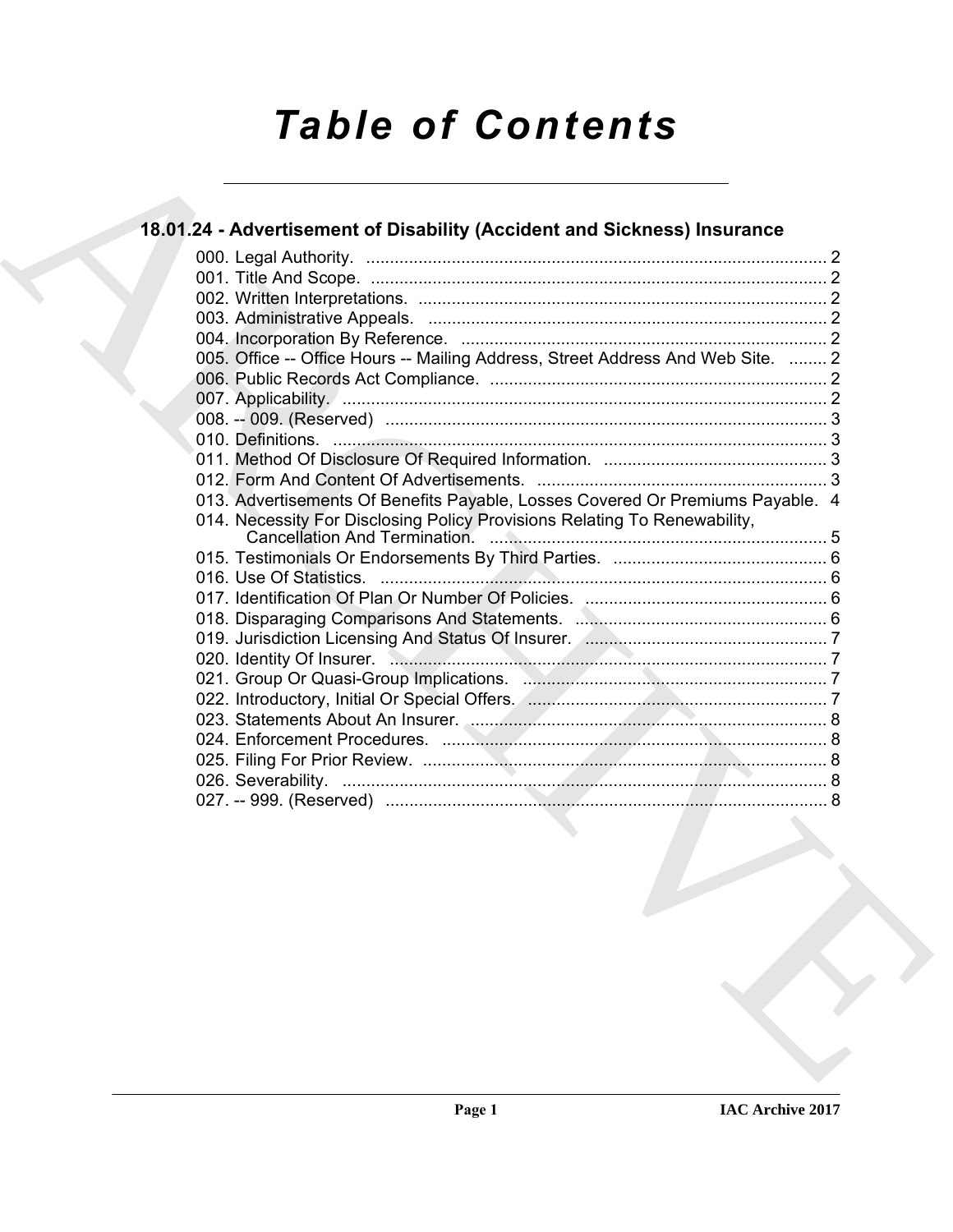# Table of Contents

## 18.01.24 - Advertisement of Disability (Accident and Sickness) Insurance

000. Legal Authority. ........................................................................................ 2
001. Title And Scope. ........................................................................................ 2
002. Written Interpretations. ................................................................................ 2
003. Administrative Appeals. ............................................................................... 2
004. Incorporation By Reference. .......................................................................... 2
005. Office -- Office Hours -- Mailing Address, Street Address And Web Site. ........ 2
006. Public Records Act Compliance. ...................................................................... 2
007. Applicability. ............................................................................................ 2
008. -- 009. (Reserved) ...................................................................................... 3
010. Definitions. .............................................................................................. 3
011. Method Of Disclosure Of Required Information. ............................................... 3
012. Form And Content Of Advertisements. ............................................................. 3
013. Advertisements Of Benefits Payable, Losses Covered Or Premiums Payable. 4
014. Necessity For Disclosing Policy Provisions Relating To Renewability, Cancellation And Termination. ........................................................................ 5
015. Testimonials Or Endorsements By Third Parties. ............................................. 6
016. Use Of Statistics. ....................................................................................... 6
017. Identification Of Plan Or Number Of Policies. ................................................. 6
018. Disparaging Comparisons And Statements. ..................................................... 6
019. Jurisdiction Licensing And Status Of Insurer. ................................................. 7
020. Identity Of Insurer. .................................................................................... 7
021. Group Or Quasi-Group Implications. ............................................................. 7
022. Introductory, Initial Or Special Offers. ........................................................... 7
023. Statements About An Insurer. ...................................................................... 8
024. Enforcement Procedures. .............................................................................. 8
025. Filing For Prior Review. ............................................................................... 8
026. Severability. .............................................................................................. 8
027. -- 999. (Reserved) ...................................................................................... 8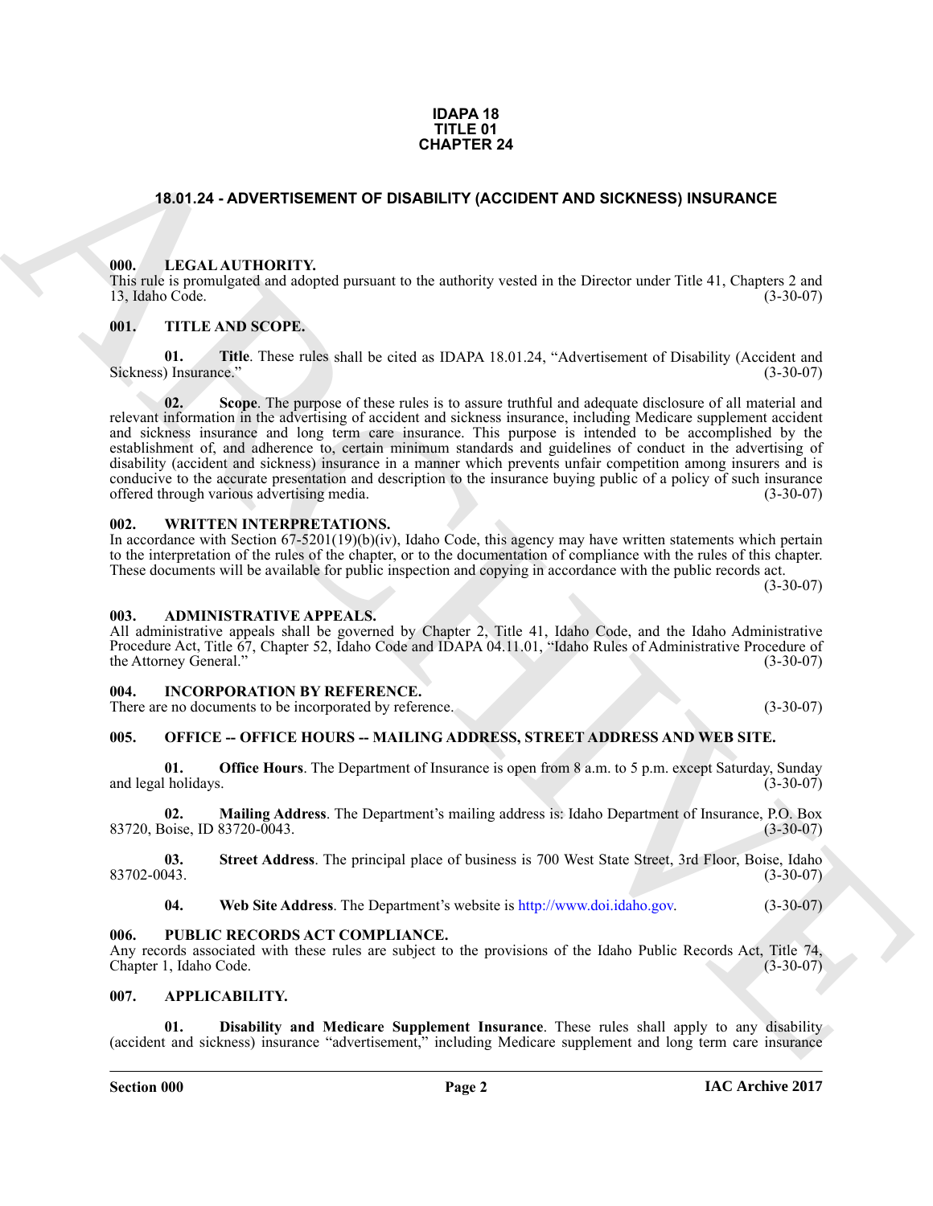**IDAPA 18
TITLE 01
CHAPTER 24**

# 18.01.24 - ADVERTISEMENT OF DISABILITY (ACCIDENT AND SICKNESS) INSURANCE

## 000. LEGAL AUTHORITY.

This rule is promulgated and adopted pursuant to the authority vested in the Director under Title 41, Chapters 2 and 13, Idaho Code. (3-30-07)

## 001. TITLE AND SCOPE.

**01. Title**. These rules shall be cited as IDAPA 18.01.24, "Advertisement of Disability (Accident and Sickness) Insurance." (3-30-07)

**02. Scope**. The purpose of these rules is to assure truthful and adequate disclosure of all material and relevant information in the advertising of accident and sickness insurance, including Medicare supplement accident and sickness insurance and long term care insurance. This purpose is intended to be accomplished by the establishment of, and adherence to, certain minimum standards and guidelines of conduct in the advertising of disability (accident and sickness) insurance in a manner which prevents unfair competition among insurers and is conducive to the accurate presentation and description to the insurance buying public of a policy of such insurance offered through various advertising media. (3-30-07)

## 002. WRITTEN INTERPRETATIONS.

In accordance with Section 67-5201(19)(b)(iv), Idaho Code, this agency may have written statements which pertain to the interpretation of the rules of the chapter, or to the documentation of compliance with the rules of this chapter. These documents will be available for public inspection and copying in accordance with the public records act. (3-30-07)

## 003. ADMINISTRATIVE APPEALS.

All administrative appeals shall be governed by Chapter 2, Title 41, Idaho Code, and the Idaho Administrative Procedure Act, Title 67, Chapter 52, Idaho Code and IDAPA 04.11.01, "Idaho Rules of Administrative Procedure of the Attorney General." (3-30-07)

## 004. INCORPORATION BY REFERENCE.

There are no documents to be incorporated by reference. (3-30-07)

## 005. OFFICE -- OFFICE HOURS -- MAILING ADDRESS, STREET ADDRESS AND WEB SITE.

**01. Office Hours**. The Department of Insurance is open from 8 a.m. to 5 p.m. except Saturday, Sunday and legal holidays. (3-30-07)

**02. Mailing Address**. The Department's mailing address is: Idaho Department of Insurance, P.O. Box 83720, Boise, ID 83720-0043. (3-30-07)

**03. Street Address**. The principal place of business is 700 West State Street, 3rd Floor, Boise, Idaho 83702-0043. (3-30-07)

**04. Web Site Address**. The Department's website is http://www.doi.idaho.gov. (3-30-07)

## 006. PUBLIC RECORDS ACT COMPLIANCE.

Any records associated with these rules are subject to the provisions of the Idaho Public Records Act, Title 74, Chapter 1, Idaho Code. (3-30-07)

## 007. APPLICABILITY.

**01. Disability and Medicare Supplement Insurance**. These rules shall apply to any disability (accident and sickness) insurance "advertisement," including Medicare supplement and long term care insurance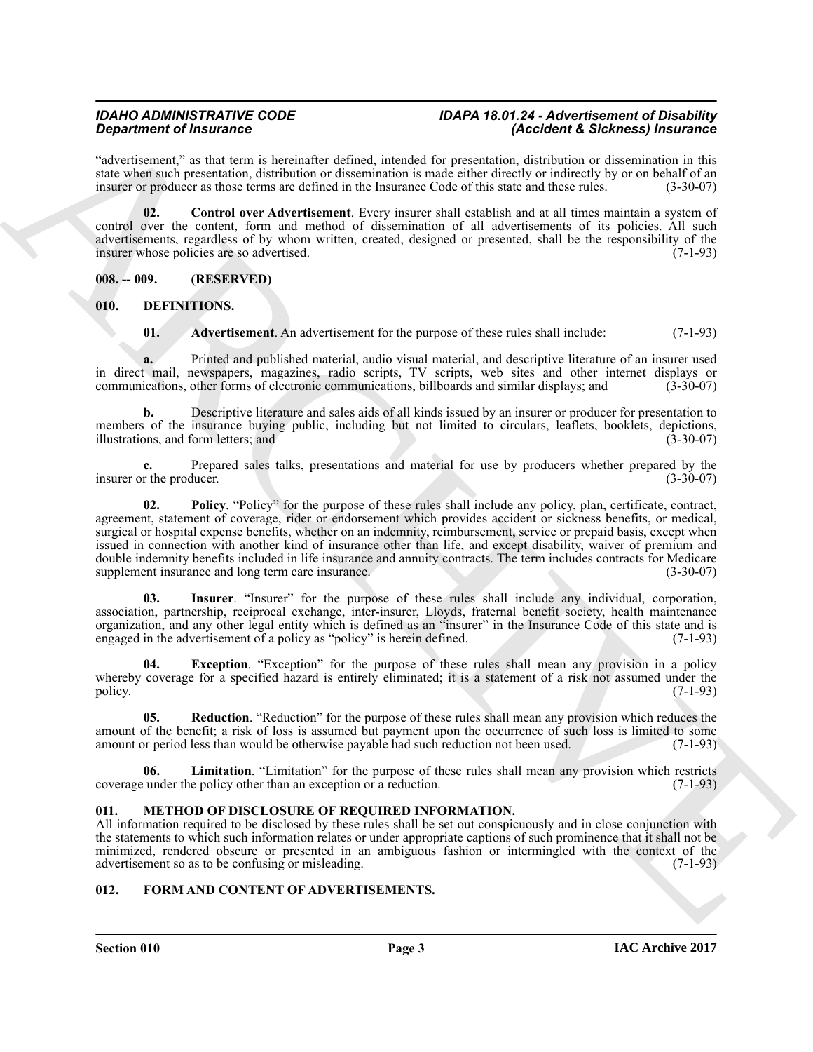"advertisement," as that term is hereinafter defined, intended for presentation, distribution or dissemination in this state when such presentation, distribution or dissemination is made either directly or indirectly by or on behalf of an insurer or producer as those terms are defined in the Insurance Code of this state and these rules. (3-30-07)

**02. Control over Advertisement**. Every insurer shall establish and at all times maintain a system of control over the content, form and method of dissemination of all advertisements of its policies. All such advertisements, regardless of by whom written, created, designed or presented, shall be the responsibility of the insurer whose policies are so advertised. (7-1-93)

## 008. -- 009. (RESERVED)

## 010. DEFINITIONS.

**01. Advertisement**. An advertisement for the purpose of these rules shall include: (7-1-93)

**a.** Printed and published material, audio visual material, and descriptive literature of an insurer used in direct mail, newspapers, magazines, radio scripts, TV scripts, web sites and other internet displays or communications, other forms of electronic communications, billboards and similar displays; and (3-30-07)

**b.** Descriptive literature and sales aids of all kinds issued by an insurer or producer for presentation to members of the insurance buying public, including but not limited to circulars, leaflets, booklets, depictions, illustrations, and form letters; and (3-30-07)

**c.** Prepared sales talks, presentations and material for use by producers whether prepared by the insurer or the producer. (3-30-07)

**02. Policy**. "Policy" for the purpose of these rules shall include any policy, plan, certificate, contract, agreement, statement of coverage, rider or endorsement which provides accident or sickness benefits, or medical, surgical or hospital expense benefits, whether on an indemnity, reimbursement, service or prepaid basis, except when issued in connection with another kind of insurance other than life, and except disability, waiver of premium and double indemnity benefits included in life insurance and annuity contracts. The term includes contracts for Medicare supplement insurance and long term care insurance. (3-30-07)

**03. Insurer**. "Insurer" for the purpose of these rules shall include any individual, corporation, association, partnership, reciprocal exchange, inter-insurer, Lloyds, fraternal benefit society, health maintenance organization, and any other legal entity which is defined as an "insurer" in the Insurance Code of this state and is engaged in the advertisement of a policy as "policy" is herein defined. (7-1-93)

**04. Exception**. "Exception" for the purpose of these rules shall mean any provision in a policy whereby coverage for a specified hazard is entirely eliminated; it is a statement of a risk not assumed under the policy. (7-1-93)

**05. Reduction**. "Reduction" for the purpose of these rules shall mean any provision which reduces the amount of the benefit; a risk of loss is assumed but payment upon the occurrence of such loss is limited to some amount or period less than would be otherwise payable had such reduction not been used. (7-1-93)

**06. Limitation**. "Limitation" for the purpose of these rules shall mean any provision which restricts coverage under the policy other than an exception or a reduction. (7-1-93)

## 011. METHOD OF DISCLOSURE OF REQUIRED INFORMATION.

All information required to be disclosed by these rules shall be set out conspicuously and in close conjunction with the statements to which such information relates or under appropriate captions of such prominence that it shall not be minimized, rendered obscure or presented in an ambiguous fashion or intermingled with the context of the advertisement so as to be confusing or misleading. (7-1-93)

## 012. FORM AND CONTENT OF ADVERTISEMENTS.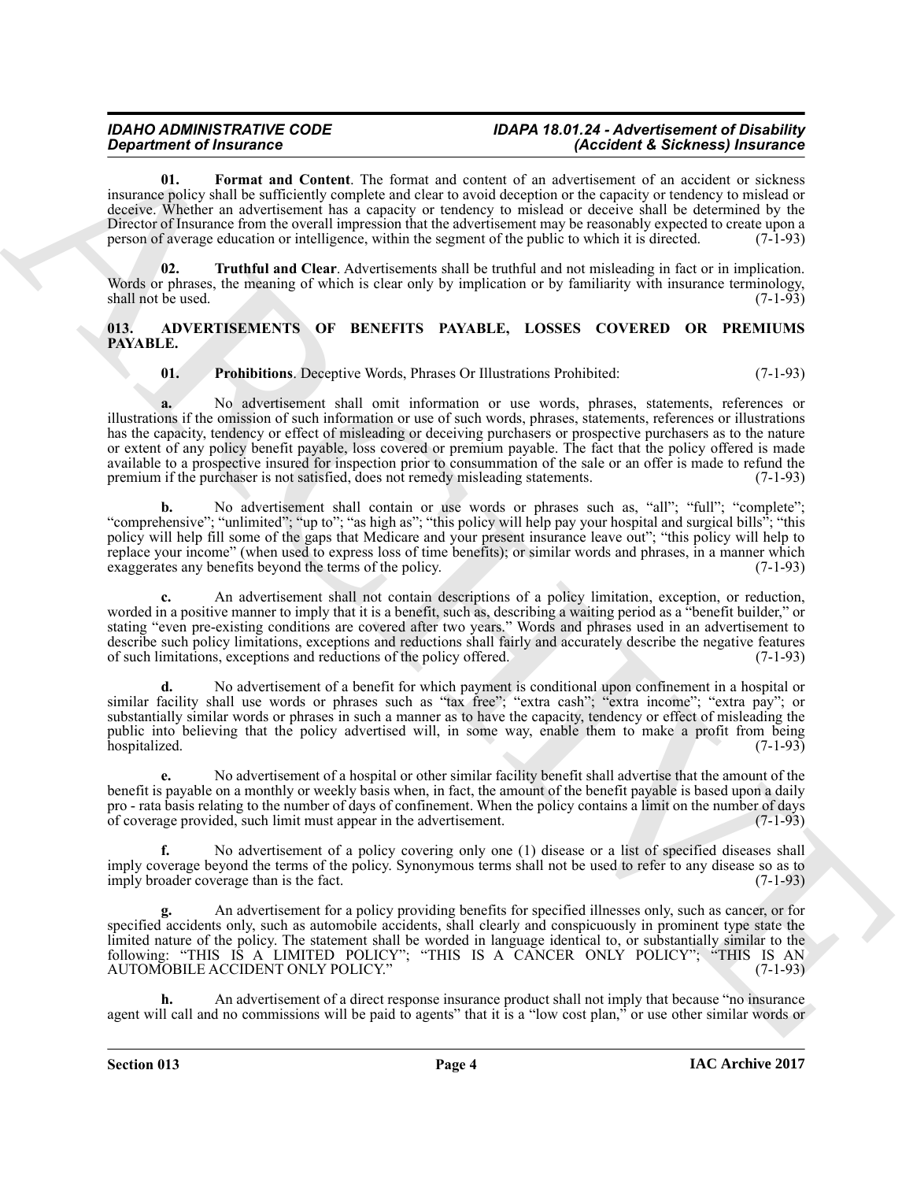**01. Format and Content**. The format and content of an advertisement of an accident or sickness insurance policy shall be sufficiently complete and clear to avoid deception or the capacity or tendency to mislead or deceive. Whether an advertisement has a capacity or tendency to mislead or deceive shall be determined by the Director of Insurance from the overall impression that the advertisement may be reasonably expected to create upon a person of average education or intelligence, within the segment of the public to which it is directed. (7-1-93)

**02. Truthful and Clear**. Advertisements shall be truthful and not misleading in fact or in implication. Words or phrases, the meaning of which is clear only by implication or by familiarity with insurance terminology, shall not be used. (7-1-93)

## 013. ADVERTISEMENTS OF BENEFITS PAYABLE, LOSSES COVERED OR PREMIUMS PAYABLE.

**01. Prohibitions**. Deceptive Words, Phrases Or Illustrations Prohibited: (7-1-93)

**a.** No advertisement shall omit information or use words, phrases, statements, references or illustrations if the omission of such information or use of such words, phrases, statements, references or illustrations has the capacity, tendency or effect of misleading or deceiving purchasers or prospective purchasers as to the nature or extent of any policy benefit payable, loss covered or premium payable. The fact that the policy offered is made available to a prospective insured for inspection prior to consummation of the sale or an offer is made to refund the premium if the purchaser is not satisfied, does not remedy misleading statements. (7-1-93)

**b.** No advertisement shall contain or use words or phrases such as, "all"; "full"; "complete"; "comprehensive"; "unlimited"; "up to"; "as high as"; "this policy will help pay your hospital and surgical bills"; "this policy will help fill some of the gaps that Medicare and your present insurance leave out"; "this policy will help to replace your income" (when used to express loss of time benefits); or similar words and phrases, in a manner which exaggerates any benefits beyond the terms of the policy. (7-1-93)

**c.** An advertisement shall not contain descriptions of a policy limitation, exception, or reduction, worded in a positive manner to imply that it is a benefit, such as, describing a waiting period as a "benefit builder," or stating "even pre-existing conditions are covered after two years." Words and phrases used in an advertisement to describe such policy limitations, exceptions and reductions shall fairly and accurately describe the negative features of such limitations, exceptions and reductions of the policy offered. (7-1-93)

**d.** No advertisement of a benefit for which payment is conditional upon confinement in a hospital or similar facility shall use words or phrases such as "tax free"; "extra cash"; "extra income"; "extra pay"; or substantially similar words or phrases in such a manner as to have the capacity, tendency or effect of misleading the public into believing that the policy advertised will, in some way, enable them to make a profit from being hospitalized. (7-1-93)

**e.** No advertisement of a hospital or other similar facility benefit shall advertise that the amount of the benefit is payable on a monthly or weekly basis when, in fact, the amount of the benefit payable is based upon a daily pro - rata basis relating to the number of days of confinement. When the policy contains a limit on the number of days of coverage provided, such limit must appear in the advertisement. (7-1-93)

**f.** No advertisement of a policy covering only one (1) disease or a list of specified diseases shall imply coverage beyond the terms of the policy. Synonymous terms shall not be used to refer to any disease so as to imply broader coverage than is the fact. (7-1-93)

**g.** An advertisement for a policy providing benefits for specified illnesses only, such as cancer, or for specified accidents only, such as automobile accidents, shall clearly and conspicuously in prominent type state the limited nature of the policy. The statement shall be worded in language identical to, or substantially similar to the following: "THIS IS A LIMITED POLICY"; "THIS IS A CANCER ONLY POLICY"; "THIS IS AN AUTOMOBILE ACCIDENT ONLY POLICY." (7-1-93)

**h.** An advertisement of a direct response insurance product shall not imply that because "no insurance agent will call and no commissions will be paid to agents" that it is a "low cost plan," or use other similar words or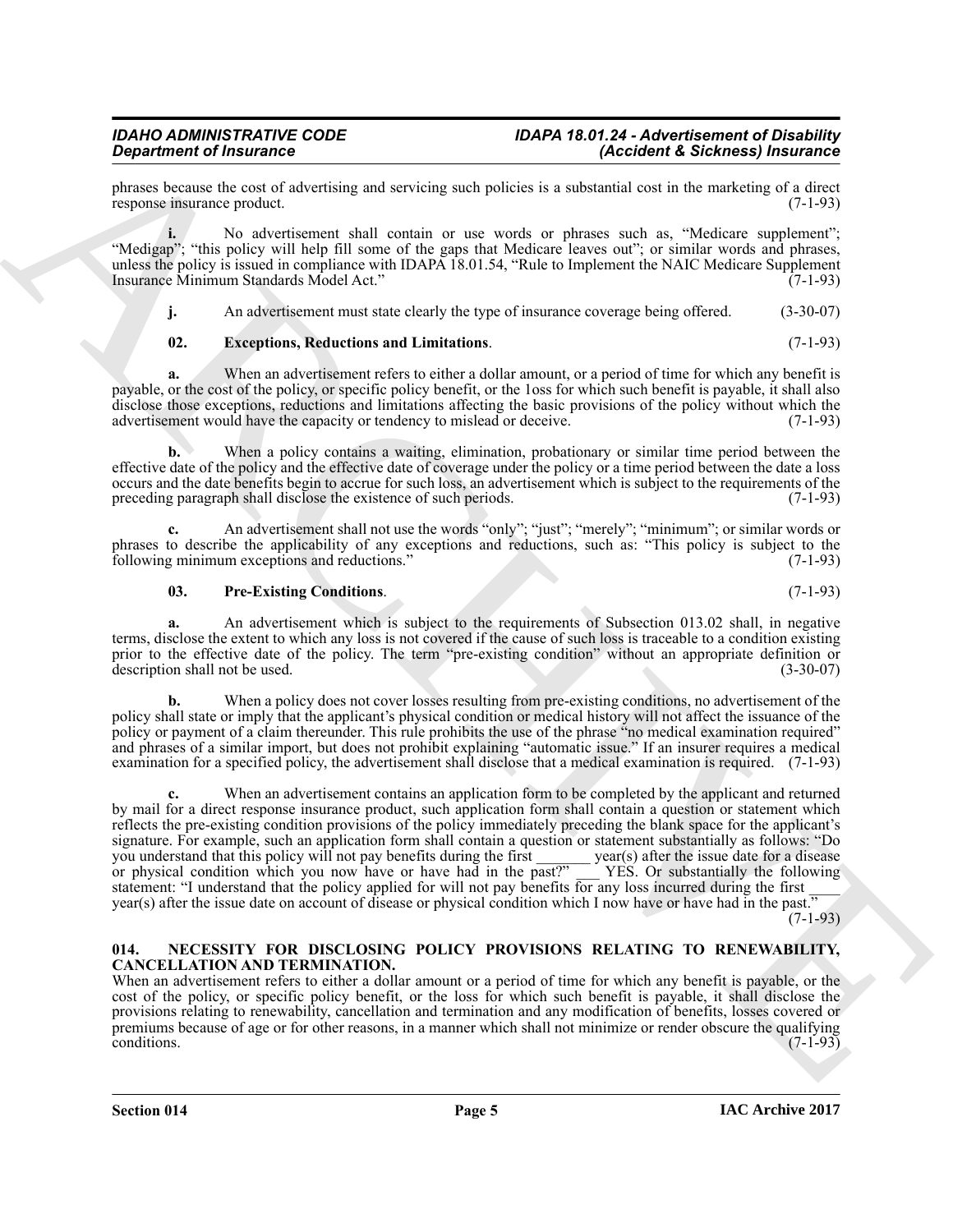phrases because the cost of advertising and servicing such policies is a substantial cost in the marketing of a direct response insurance product. (7-1-93)

**i.** No advertisement shall contain or use words or phrases such as, "Medicare supplement"; "Medigap"; "this policy will help fill some of the gaps that Medicare leaves out"; or similar words and phrases, unless the policy is issued in compliance with IDAPA 18.01.54, "Rule to Implement the NAIC Medicare Supplement Insurance Minimum Standards Model Act." (7-1-93)

**j.** An advertisement must state clearly the type of insurance coverage being offered. (3-30-07)

**02. Exceptions, Reductions and Limitations**. (7-1-93)

**a.** When an advertisement refers to either a dollar amount, or a period of time for which any benefit is payable, or the cost of the policy, or specific policy benefit, or the 1oss for which such benefit is payable, it shall also disclose those exceptions, reductions and limitations affecting the basic provisions of the policy without which the advertisement would have the capacity or tendency to mislead or deceive. (7-1-93)

**b.** When a policy contains a waiting, elimination, probationary or similar time period between the effective date of the policy and the effective date of coverage under the policy or a time period between the date a loss occurs and the date benefits begin to accrue for such loss, an advertisement which is subject to the requirements of the preceding paragraph shall disclose the existence of such periods. (7-1-93)

**c.** An advertisement shall not use the words "only"; "just"; "merely"; "minimum"; or similar words or phrases to describe the applicability of any exceptions and reductions, such as: "This policy is subject to the following minimum exceptions and reductions." (7-1-93)

**03. Pre-Existing Conditions**. (7-1-93)

**a.** An advertisement which is subject to the requirements of Subsection 013.02 shall, in negative terms, disclose the extent to which any loss is not covered if the cause of such loss is traceable to a condition existing prior to the effective date of the policy. The term "pre-existing condition" without an appropriate definition or description shall not be used. (3-30-07)

**b.** When a policy does not cover losses resulting from pre-existing conditions, no advertisement of the policy shall state or imply that the applicant's physical condition or medical history will not affect the issuance of the policy or payment of a claim thereunder. This rule prohibits the use of the phrase "no medical examination required" and phrases of a similar import, but does not prohibit explaining "automatic issue." If an insurer requires a medical examination for a specified policy, the advertisement shall disclose that a medical examination is required. (7-1-93)

**c.** When an advertisement contains an application form to be completed by the applicant and returned by mail for a direct response insurance product, such application form shall contain a question or statement which reflects the pre-existing condition provisions of the policy immediately preceding the blank space for the applicant's signature. For example, such an application form shall contain a question or statement substantially as follows: "Do you understand that this policy will not pay benefits during the first _______ year(s) after the issue date for a disease or physical condition which you now have or have had in the past?" ___ YES. Or substantially the following statement: "I understand that the policy applied for will not pay benefits for any loss incurred during the first ____ year(s) after the issue date on account of disease or physical condition which I now have or have had in the past." (7-1-93)

## 014. NECESSITY FOR DISCLOSING POLICY PROVISIONS RELATING TO RENEWABILITY, CANCELLATION AND TERMINATION.

When an advertisement refers to either a dollar amount or a period of time for which any benefit is payable, or the cost of the policy, or specific policy benefit, or the loss for which such benefit is payable, it shall disclose the provisions relating to renewability, cancellation and termination and any modification of benefits, losses covered or premiums because of age or for other reasons, in a manner which shall not minimize or render obscure the qualifying conditions. (7-1-93)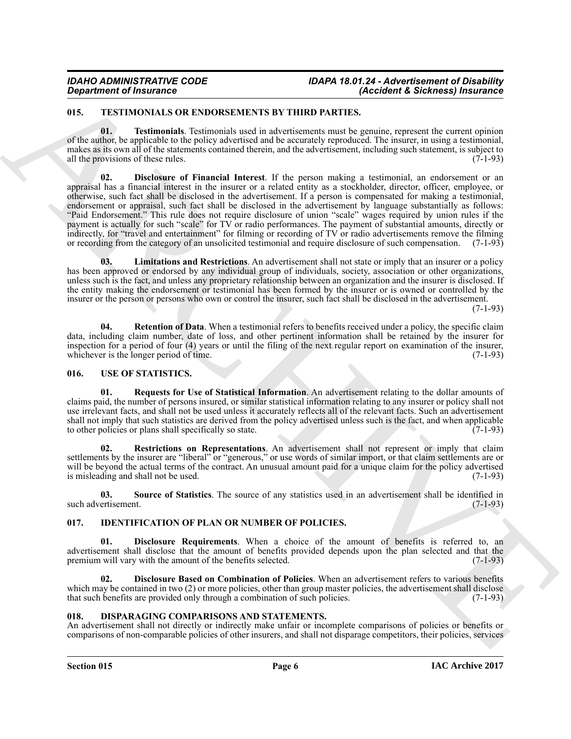### 015. TESTIMONIALS OR ENDORSEMENTS BY THIRD PARTIES.

**01. Testimonials**. Testimonials used in advertisements must be genuine, represent the current opinion of the author, be applicable to the policy advertised and be accurately reproduced. The insurer, in using a testimonial, makes as its own all of the statements contained therein, and the advertisement, including such statement, is subject to all the provisions of these rules. (7-1-93)

**02. Disclosure of Financial Interest**. If the person making a testimonial, an endorsement or an appraisal has a financial interest in the insurer or a related entity as a stockholder, director, officer, employee, or otherwise, such fact shall be disclosed in the advertisement. If a person is compensated for making a testimonial, endorsement or appraisal, such fact shall be disclosed in the advertisement by language substantially as follows: "Paid Endorsement." This rule does not require disclosure of union "scale" wages required by union rules if the payment is actually for such "scale" for TV or radio performances. The payment of substantial amounts, directly or indirectly, for "travel and entertainment" for filming or recording of TV or radio advertisements remove the filming or recording from the category of an unsolicited testimonial and require disclosure of such compensation. (7-1-93)

**03. Limitations and Restrictions**. An advertisement shall not state or imply that an insurer or a policy has been approved or endorsed by any individual group of individuals, society, association or other organizations, unless such is the fact, and unless any proprietary relationship between an organization and the insurer is disclosed. If the entity making the endorsement or testimonial has been formed by the insurer or is owned or controlled by the insurer or the person or persons who own or control the insurer, such fact shall be disclosed in the advertisement. (7-1-93)

**04. Retention of Data**. When a testimonial refers to benefits received under a policy, the specific claim data, including claim number, date of loss, and other pertinent information shall be retained by the insurer for inspection for a period of four (4) years or until the filing of the next regular report on examination of the insurer, whichever is the longer period of time. (7-1-93)

### 016. USE OF STATISTICS.

**01. Requests for Use of Statistical Information**. An advertisement relating to the dollar amounts of claims paid, the number of persons insured, or similar statistical information relating to any insurer or policy shall not use irrelevant facts, and shall not be used unless it accurately reflects all of the relevant facts. Such an advertisement shall not imply that such statistics are derived from the policy advertised unless such is the fact, and when applicable to other policies or plans shall specifically so state. (7-1-93)

**02. Restrictions on Representations**. An advertisement shall not represent or imply that claim settlements by the insurer are "liberal" or "generous," or use words of similar import, or that claim settlements are or will be beyond the actual terms of the contract. An unusual amount paid for a unique claim for the policy advertised is misleading and shall not be used. (7-1-93)

**03. Source of Statistics**. The source of any statistics used in an advertisement shall be identified in such advertisement. (7-1-93)

### 017. IDENTIFICATION OF PLAN OR NUMBER OF POLICIES.

**01. Disclosure Requirements**. When a choice of the amount of benefits is referred to, an advertisement shall disclose that the amount of benefits provided depends upon the plan selected and that the premium will vary with the amount of the benefits selected. (7-1-93)

**02. Disclosure Based on Combination of Policies**. When an advertisement refers to various benefits which may be contained in two (2) or more policies, other than group master policies, the advertisement shall disclose that such benefits are provided only through a combination of such policies. (7-1-93)

### 018. DISPARAGING COMPARISONS AND STATEMENTS.

An advertisement shall not directly or indirectly make unfair or incomplete comparisons of policies or benefits or comparisons of non-comparable policies of other insurers, and shall not disparage competitors, their policies, services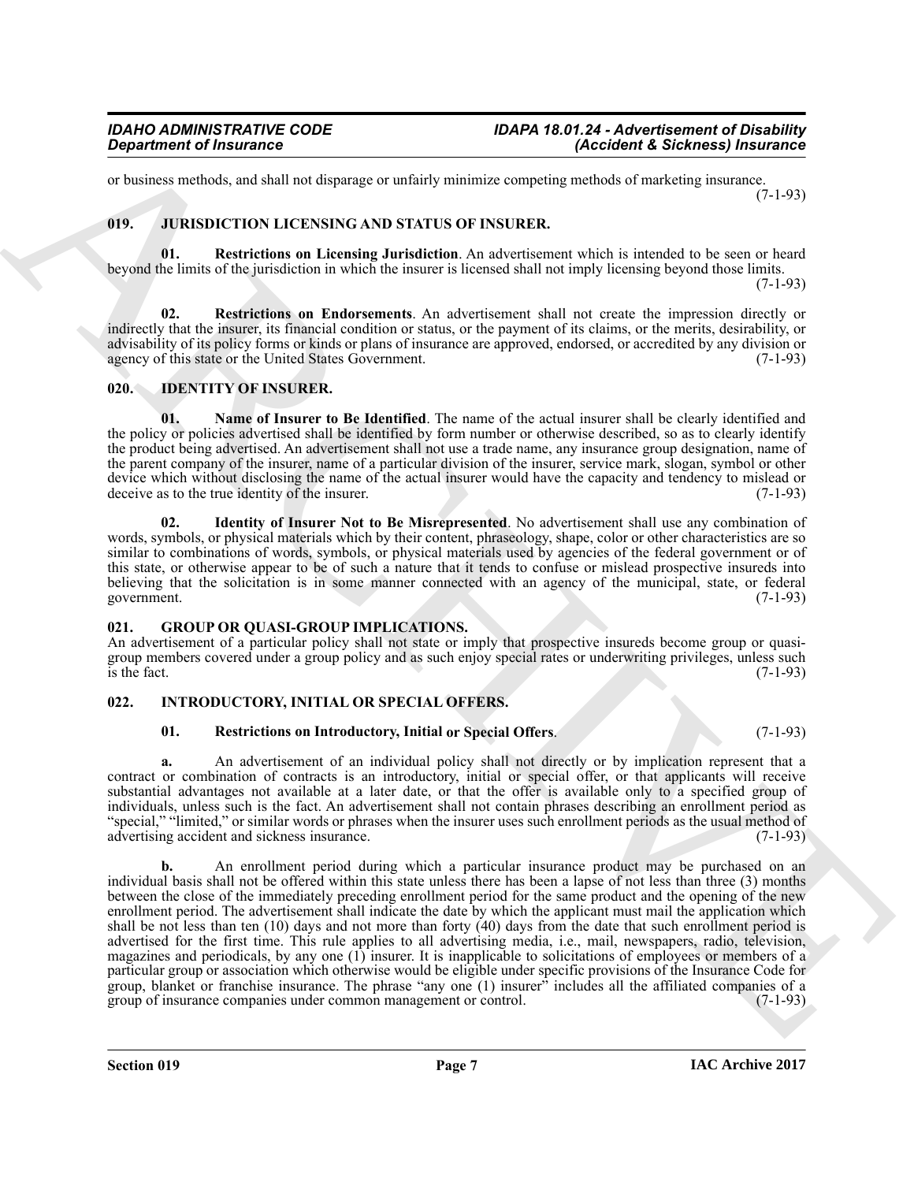or business methods, and shall not disparage or unfairly minimize competing methods of marketing insurance. (7-1-93)

### 019. JURISDICTION LICENSING AND STATUS OF INSURER.

**01. Restrictions on Licensing Jurisdiction**. An advertisement which is intended to be seen or heard beyond the limits of the jurisdiction in which the insurer is licensed shall not imply licensing beyond those limits. (7-1-93)

**02. Restrictions on Endorsements**. An advertisement shall not create the impression directly or indirectly that the insurer, its financial condition or status, or the payment of its claims, or the merits, desirability, or advisability of its policy forms or kinds or plans of insurance are approved, endorsed, or accredited by any division or agency of this state or the United States Government. (7-1-93)

### 020. IDENTITY OF INSURER.

**01. Name of Insurer to Be Identified**. The name of the actual insurer shall be clearly identified and the policy or policies advertised shall be identified by form number or otherwise described, so as to clearly identify the product being advertised. An advertisement shall not use a trade name, any insurance group designation, name of the parent company of the insurer, name of a particular division of the insurer, service mark, slogan, symbol or other device which without disclosing the name of the actual insurer would have the capacity and tendency to mislead or deceive as to the true identity of the insurer. (7-1-93)

**02. Identity of Insurer Not to Be Misrepresented**. No advertisement shall use any combination of words, symbols, or physical materials which by their content, phraseology, shape, color or other characteristics are so similar to combinations of words, symbols, or physical materials used by agencies of the federal government or of this state, or otherwise appear to be of such a nature that it tends to confuse or mislead prospective insureds into believing that the solicitation is in some manner connected with an agency of the municipal, state, or federal government. (7-1-93)

### 021. GROUP OR QUASI-GROUP IMPLICATIONS.

An advertisement of a particular policy shall not state or imply that prospective insureds become group or quasi-group members covered under a group policy and as such enjoy special rates or underwriting privileges, unless such is the fact. (7-1-93)

### 022. INTRODUCTORY, INITIAL OR SPECIAL OFFERS.

**01. Restrictions on Introductory, Initial or Special Offers**. (7-1-93)

**a.** An advertisement of an individual policy shall not directly or by implication represent that a contract or combination of contracts is an introductory, initial or special offer, or that applicants will receive substantial advantages not available at a later date, or that the offer is available only to a specified group of individuals, unless such is the fact. An advertisement shall not contain phrases describing an enrollment period as "special," "limited," or similar words or phrases when the insurer uses such enrollment periods as the usual method of advertising accident and sickness insurance. (7-1-93)

**b.** An enrollment period during which a particular insurance product may be purchased on an individual basis shall not be offered within this state unless there has been a lapse of not less than three (3) months between the close of the immediately preceding enrollment period for the same product and the opening of the new enrollment period. The advertisement shall indicate the date by which the applicant must mail the application which shall be not less than ten (10) days and not more than forty (40) days from the date that such enrollment period is advertised for the first time. This rule applies to all advertising media, i.e., mail, newspapers, radio, television, magazines and periodicals, by any one (1) insurer. It is inapplicable to solicitations of employees or members of a particular group or association which otherwise would be eligible under specific provisions of the Insurance Code for group, blanket or franchise insurance. The phrase "any one (1) insurer" includes all the affiliated companies of a group of insurance companies under common management or control. (7-1-93)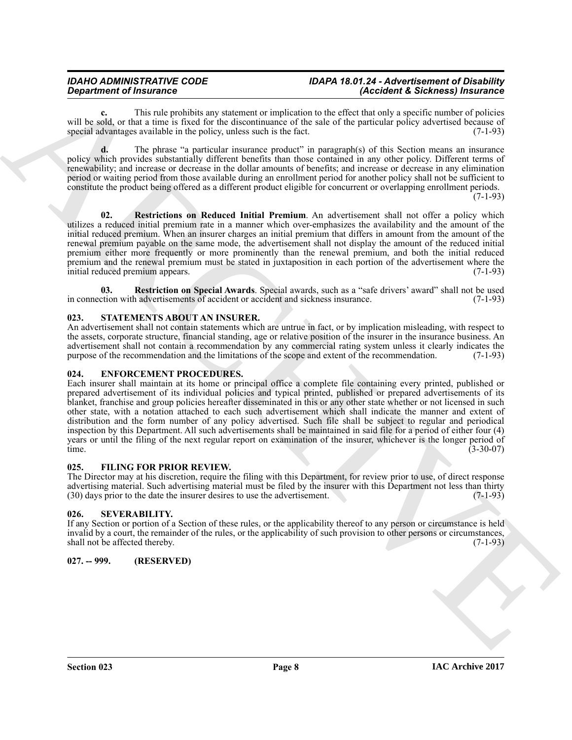**c.** This rule prohibits any statement or implication to the effect that only a specific number of policies will be sold, or that a time is fixed for the discontinuance of the sale of the particular policy advertised because of special advantages available in the policy, unless such is the fact. (7-1-93)

**d.** The phrase "a particular insurance product" in paragraph(s) of this Section means an insurance policy which provides substantially different benefits than those contained in any other policy. Different terms of renewability; and increase or decrease in the dollar amounts of benefits; and increase or decrease in any elimination period or waiting period from those available during an enrollment period for another policy shall not be sufficient to constitute the product being offered as a different product eligible for concurrent or overlapping enrollment periods. (7-1-93)

**02. Restrictions on Reduced Initial Premium**. An advertisement shall not offer a policy which utilizes a reduced initial premium rate in a manner which over-emphasizes the availability and the amount of the initial reduced premium. When an insurer charges an initial premium that differs in amount from the amount of the renewal premium payable on the same mode, the advertisement shall not display the amount of the reduced initial premium either more frequently or more prominently than the renewal premium, and both the initial reduced premium and the renewal premium must be stated in juxtaposition in each portion of the advertisement where the initial reduced premium appears. (7-1-93)

**03. Restriction on Special Awards**. Special awards, such as a "safe drivers' award" shall not be used in connection with advertisements of accident or accident and sickness insurance. (7-1-93)

## 023. STATEMENTS ABOUT AN INSURER.

An advertisement shall not contain statements which are untrue in fact, or by implication misleading, with respect to the assets, corporate structure, financial standing, age or relative position of the insurer in the insurance business. An advertisement shall not contain a recommendation by any commercial rating system unless it clearly indicates the purpose of the recommendation and the limitations of the scope and extent of the recommendation. (7-1-93)

## 024. ENFORCEMENT PROCEDURES.

Each insurer shall maintain at its home or principal office a complete file containing every printed, published or prepared advertisement of its individual policies and typical printed, published or prepared advertisements of its blanket, franchise and group policies hereafter disseminated in this or any other state whether or not licensed in such other state, with a notation attached to each such advertisement which shall indicate the manner and extent of distribution and the form number of any policy advertised. Such file shall be subject to regular and periodical inspection by this Department. All such advertisements shall be maintained in said file for a period of either four (4) years or until the filing of the next regular report on examination of the insurer, whichever is the longer period of time. (3-30-07)

## 025. FILING FOR PRIOR REVIEW.

The Director may at his discretion, require the filing with this Department, for review prior to use, of direct response advertising material. Such advertising material must be filed by the insurer with this Department not less than thirty (30) days prior to the date the insurer desires to use the advertisement. (7-1-93)

## 026. SEVERABILITY.

If any Section or portion of a Section of these rules, or the applicability thereof to any person or circumstance is held invalid by a court, the remainder of the rules, or the applicability of such provision to other persons or circumstances, shall not be affected thereby. (7-1-93)

## 027. -- 999. (RESERVED)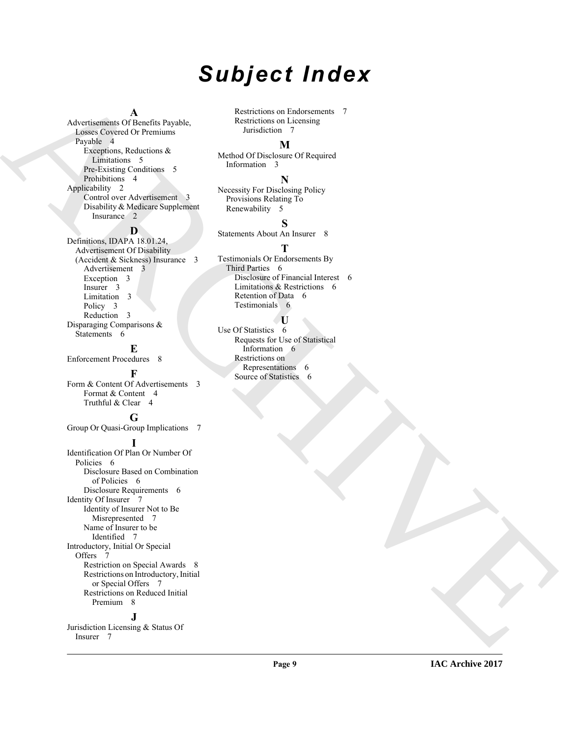# Subject Index

**A**

Advertisements Of Benefits Payable, Losses Covered Or Premiums Payable 4
- Exceptions, Reductions & Limitations 5
- Pre-Existing Conditions 5
- Prohibitions 4

Applicability 2
- Control over Advertisement 3
- Disability & Medicare Supplement Insurance 2

**D**

Definitions, IDAPA 18.01.24, Advertisement Of Disability (Accident & Sickness) Insurance 3
- Advertisement 3
- Exception 3
- Insurer 3
- Limitation 3
- Policy 3
- Reduction 3

Disparaging Comparisons & Statements 6

**E**

Enforcement Procedures 8

**F**

Form & Content Of Advertisements 3
- Format & Content 4
- Truthful & Clear 4

**G**

Group Or Quasi-Group Implications 7

**I**

Identification Of Plan Or Number Of Policies 6
- Disclosure Based on Combination of Policies 6
- Disclosure Requirements 6

Identity Of Insurer 7
- Identity of Insurer Not to Be Misrepresented 7
- Name of Insurer to be Identified 7

Introductory, Initial Or Special Offers 7
- Restriction on Special Awards 8
- Restrictions on Introductory, Initial or Special Offers 7
- Restrictions on Reduced Initial Premium 8

**J**

Jurisdiction Licensing & Status Of Insurer 7
- Restrictions on Endorsements 7
- Restrictions on Licensing Jurisdiction 7

**M**

Method Of Disclosure Of Required Information 3

**N**

Necessity For Disclosing Policy Provisions Relating To Renewability 5

**S**

Statements About An Insurer 8

**T**

Testimonials Or Endorsements By Third Parties 6
- Disclosure of Financial Interest 6
- Limitations & Restrictions 6
- Retention of Data 6
- Testimonials 6

**U**

Use Of Statistics 6
- Requests for Use of Statistical Information 6
- Restrictions on Representations 6
- Source of Statistics 6